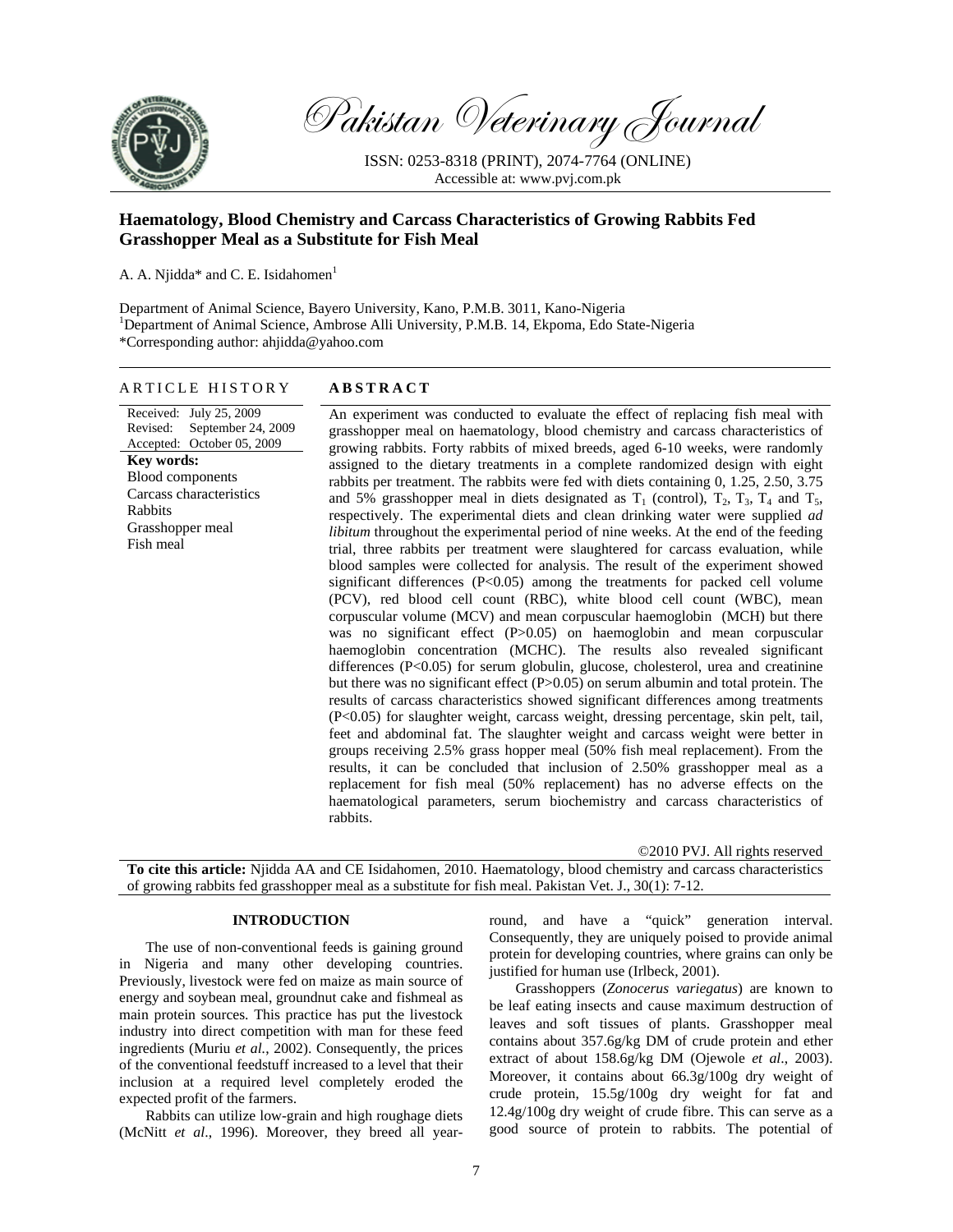*Pakistan Veterinary Journal*

ISSN: 0253-8318 (PRINT), 2074-7764 (ONLINE)
Accessible at: www.pvj.com.pk

# Haematology, Blood Chemistry and Carcass Characteristics of Growing Rabbits Fed Grasshopper Meal as a Substitute for Fish Meal

A. A. Njidda* and C. E. Isidahomen[1]

Department of Animal Science, Bayero University, Kano, P.M.B. 3011, Kano-Nigeria
[1]Department of Animal Science, Ambrose Alli University, P.M.B. 14, Ekpoma, Edo State-Nigeria
*Corresponding author: ahjidda@yahoo.com

## ARTICLE HISTORY

Received: July 25, 2009
Revised: September 24, 2009
Accepted: October 05, 2009

**Key words:**
Blood components
Carcass characteristics
Rabbits
Grasshopper meal
Fish meal

## ABSTRACT

An experiment was conducted to evaluate the effect of replacing fish meal with grasshopper meal on haematology, blood chemistry and carcass characteristics of growing rabbits. Forty rabbits of mixed breeds, aged 6-10 weeks, were randomly assigned to the dietary treatments in a complete randomized design with eight rabbits per treatment. The rabbits were fed with diets containing 0, 1.25, 2.50, 3.75 and 5% grasshopper meal in diets designated as $T_1$ (control), $T_2$, $T_3$, $T_4$ and $T_5$, respectively. The experimental diets and clean drinking water were supplied *ad libitum* throughout the experimental period of nine weeks. At the end of the feeding trial, three rabbits per treatment were slaughtered for carcass evaluation, while blood samples were collected for analysis. The result of the experiment showed significant differences ($P<0.05$) among the treatments for packed cell volume (PCV), red blood cell count (RBC), white blood cell count (WBC), mean corpuscular volume (MCV) and mean corpuscular haemoglobin (MCH) but there was no significant effect ($P>0.05$) on haemoglobin and mean corpuscular haemoglobin concentration (MCHC). The results also revealed significant differences ($P<0.05$) for serum globulin, glucose, cholesterol, urea and creatinine but there was no significant effect ($P>0.05$) on serum albumin and total protein. The results of carcass characteristics showed significant differences among treatments ($P<0.05$) for slaughter weight, carcass weight, dressing percentage, skin pelt, tail, feet and abdominal fat. The slaughter weight and carcass weight were better in groups receiving 2.5% grass hopper meal (50% fish meal replacement). From the results, it can be concluded that inclusion of 2.50% grasshopper meal as a replacement for fish meal (50% replacement) has no adverse effects on the haematological parameters, serum biochemistry and carcass characteristics of rabbits.

©2010 PVJ. All rights reserved

**To cite this article:** Njidda AA and CE Isidahomen, 2010. Haematology, blood chemistry and carcass characteristics of growing rabbits fed grasshopper meal as a substitute for fish meal. Pakistan Vet. J., 30(1): 7-12.

## INTRODUCTION

The use of non-conventional feeds is gaining ground in Nigeria and many other developing countries. Previously, livestock were fed on maize as main source of energy and soybean meal, groundnut cake and fishmeal as main protein sources. This practice has put the livestock industry into direct competition with man for these feed ingredients (Muriu *et al.*, 2002). Consequently, the prices of the conventional feedstuff increased to a level that their inclusion at a required level completely eroded the expected profit of the farmers.

Rabbits can utilize low-grain and high roughage diets (McNitt *et al*., 1996). Moreover, they breed all year-round, and have a "quick" generation interval. Consequently, they are uniquely poised to provide animal protein for developing countries, where grains can only be justified for human use (Irlbeck, 2001).

Grasshoppers (*Zonocerus variegatus*) are known to be leaf eating insects and cause maximum destruction of leaves and soft tissues of plants. Grasshopper meal contains about 357.6g/kg DM of crude protein and ether extract of about 158.6g/kg DM (Ojewole *et al*., 2003). Moreover, it contains about 66.3g/100g dry weight of crude protein, 15.5g/100g dry weight for fat and 12.4g/100g dry weight of crude fibre. This can serve as a good source of protein to rabbits. The potential of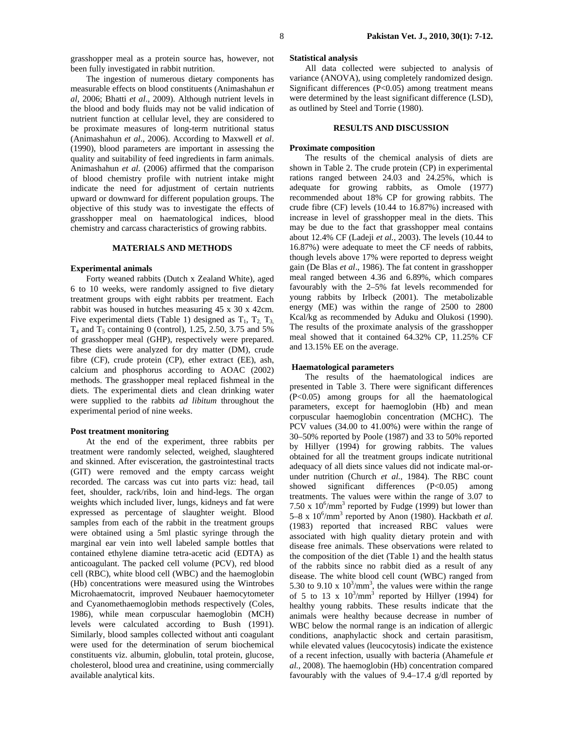grasshopper meal as a protein source has, however, not been fully investigated in rabbit nutrition.

The ingestion of numerous dietary components has measurable effects on blood constituents (Animashahun *et al*, 2006; Bhatti *et al*., 2009). Although nutrient levels in the blood and body fluids may not be valid indication of nutrient function at cellular level, they are considered to be proximate measures of long-term nutritional status (Animashahun *et al*., 2006). According to Maxwell *et al*. (1990), blood parameters are important in assessing the quality and suitability of feed ingredients in farm animals. Animashahun *et al*. (2006) affirmed that the comparison of blood chemistry profile with nutrient intake might indicate the need for adjustment of certain nutrients upward or downward for different population groups. The objective of this study was to investigate the effects of grasshopper meal on haematological indices, blood chemistry and carcass characteristics of growing rabbits.

## MATERIALS AND METHODS

### Experimental animals

Forty weaned rabbits (Dutch x Zealand White), aged 6 to 10 weeks, were randomly assigned to five dietary treatment groups with eight rabbits per treatment. Each rabbit was housed in hutches measuring 45 x 30 x 42cm. Five experimental diets (Table 1) designed as $T_1$, $T_2$, $T_3$, $T_4$ and $T_5$ containing 0 (control), 1.25, 2.50, 3.75 and 5% of grasshopper meal (GHP), respectively were prepared. These diets were analyzed for dry matter (DM), crude fibre (CF), crude protein (CP), ether extract (EE), ash, calcium and phosphorus according to AOAC (2002) methods. The grasshopper meal replaced fishmeal in the diets. The experimental diets and clean drinking water were supplied to the rabbits *ad libitum* throughout the experimental period of nine weeks.

### Post treatment monitoring

At the end of the experiment, three rabbits per treatment were randomly selected, weighed, slaughtered and skinned. After evisceration, the gastrointestinal tracts (GIT) were removed and the empty carcass weight recorded. The carcass was cut into parts viz: head, tail feet, shoulder, rack/ribs, loin and hind-legs. The organ weights which included liver, lungs, kidneys and fat were expressed as percentage of slaughter weight. Blood samples from each of the rabbit in the treatment groups were obtained using a 5ml plastic syringe through the marginal ear vein into well labeled sample bottles that contained ethylene diamine tetra-acetic acid (EDTA) as anticoagulant. The packed cell volume (PCV), red blood cell (RBC), white blood cell (WBC) and the haemoglobin (Hb) concentrations were measured using the Wintrobes Microhaematocrit, improved Neubauer haemocytometer and Cyanomethaemoglobin methods respectively (Coles, 1986), while mean corpuscular haemoglobin (MCH) levels were calculated according to Bush (1991). Similarly, blood samples collected without anti coagulant were used for the determination of serum biochemical constituents viz. albumin, globulin, total protein, glucose, cholesterol, blood urea and creatinine, using commercially available analytical kits.

### Statistical analysis

All data collected were subjected to analysis of variance (ANOVA), using completely randomized design. Significant differences ($P<0.05$) among treatment means were determined by the least significant difference (LSD), as outlined by Steel and Torrie (1980).

## RESULTS AND DISCUSSION

### Proximate composition

The results of the chemical analysis of diets are shown in Table 2. The crude protein (CP) in experimental rations ranged between 24.03 and 24.25%, which is adequate for growing rabbits, as Omole (1977) recommended about 18% CP for growing rabbits. The crude fibre (CF) levels (10.44 to 16.87%) increased with increase in level of grasshopper meal in the diets. This may be due to the fact that grasshopper meal contains about 12.4% CF (Ladeji *et al.*, 2003). The levels (10.44 to 16.87%) were adequate to meet the CF needs of rabbits, though levels above 17% were reported to depress weight gain (De Blas *et al*., 1986). The fat content in grasshopper meal ranged between 4.36 and 6.89%, which compares favourably with the 2–5% fat levels recommended for young rabbits by Irlbeck (2001). The metabolizable energy (ME) was within the range of 2500 to 2800 Kcal/kg as recommended by Aduku and Olukosi (1990). The results of the proximate analysis of the grasshopper meal showed that it contained 64.32% CP, 11.25% CF and 13.15% EE on the average.

### Haematological parameters

The results of the haematological indices are presented in Table 3. There were significant differences ($P<0.05$) among groups for all the haematological parameters, except for haemoglobin (Hb) and mean corpuscular haemoglobin concentration (MCHC). The PCV values (34.00 to 41.00%) were within the range of 30–50% reported by Poole (1987) and 33 to 50% reported by Hillyer (1994) for growing rabbits. The values obtained for all the treatment groups indicate nutritional adequacy of all diets since values did not indicate mal-or-under nutrition (Church *et al.*, 1984). The RBC count showed significant differences ($P<0.05$) among treatments. The values were within the range of 3.07 to 7.50 x $10^6$/mm$^3$ reported by Fudge (1999) but lower than 5–8 x $10^6$/mm$^3$ reported by Anon (1980). Hackbath *et al.* (1983) reported that increased RBC values were associated with high quality dietary protein and with disease free animals. These observations were related to the composition of the diet (Table 1) and the health status of the rabbits since no rabbit died as a result of any disease. The white blood cell count (WBC) ranged from 5.30 to 9.10 x $10^3$/mm$^3$, the values were within the range of 5 to 13 x $10^3$/mm$^3$ reported by Hillyer (1994) for healthy young rabbits. These results indicate that the animals were healthy because decrease in number of WBC below the normal range is an indication of allergic conditions, anaphylactic shock and certain parasitism, while elevated values (leucocytosis) indicate the existence of a recent infection, usually with bacteria (Ahamefule *et al.*, 2008). The haemoglobin (Hb) concentration compared favourably with the values of 9.4–17.4 g/dl reported by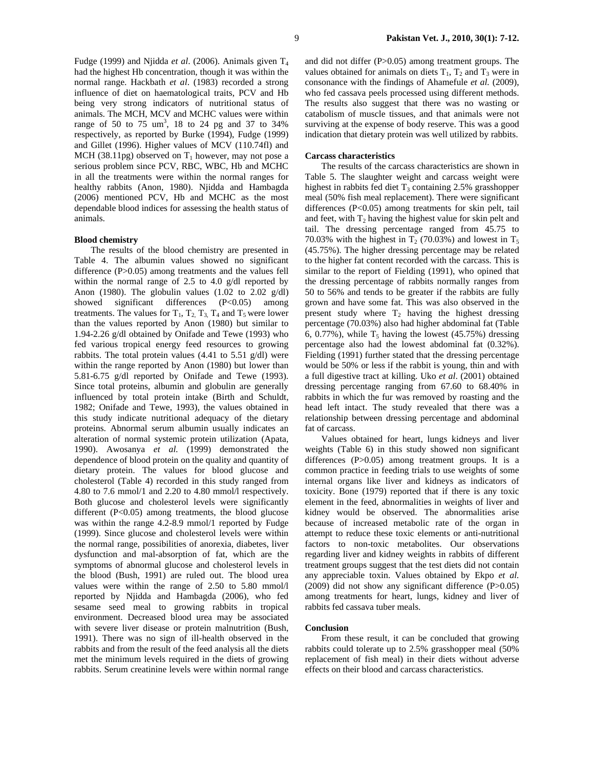Fudge (1999) and Njidda *et al*. (2006). Animals given $T_4$ had the highest Hb concentration, though it was within the normal range. Hackbath *et al*. (1983) recorded a strong influence of diet on haematological traits, PCV and Hb being very strong indicators of nutritional status of animals. The MCH, MCV and MCHC values were within range of 50 to 75 $um^3$, 18 to 24 pg and 37 to 34% respectively, as reported by Burke (1994), Fudge (1999) and Gillet (1996). Higher values of MCV (110.74fl) and MCH (38.11pg) observed on $T_1$ however, may not pose a serious problem since PCV, RBC, WBC, Hb and MCHC in all the treatments were within the normal ranges for healthy rabbits (Anon, 1980). Njidda and Hambagda (2006) mentioned PCV, Hb and MCHC as the most dependable blood indices for assessing the health status of animals.

**Blood chemistry**

The results of the blood chemistry are presented in Table 4. The albumin values showed no significant difference (P>0.05) among treatments and the values fell within the normal range of 2.5 to 4.0 g/dl reported by Anon (1980). The globulin values (1.02 to 2.02 g/dl) showed significant differences (P<0.05) among treatments. The values for $T_1$, $T_2$, $T_3$, $T_4$ and $T_5$ were lower than the values reported by Anon (1980) but similar to 1.94-2.26 g/dl obtained by Onifade and Tewe (1993) who fed various tropical energy feed resources to growing rabbits. The total protein values (4.41 to 5.51 g/dl) were within the range reported by Anon (1980) but lower than 5.81-6.75 g/dl reported by Onifade and Tewe (1993). Since total proteins, albumin and globulin are generally influenced by total protein intake (Birth and Schuldt, 1982; Onifade and Tewe, 1993), the values obtained in this study indicate nutritional adequacy of the dietary proteins. Abnormal serum albumin usually indicates an alteration of normal systemic protein utilization (Apata, 1990). Awosanya *et al.* (1999) demonstrated the dependence of blood protein on the quality and quantity of dietary protein. The values for blood glucose and cholesterol (Table 4) recorded in this study ranged from 4.80 to 7.6 mmol/1 and 2.20 to 4.80 mmol/l respectively. Both glucose and cholesterol levels were significantly different (P<0.05) among treatments, the blood glucose was within the range 4.2-8.9 mmol/1 reported by Fudge (1999). Since glucose and cholesterol levels were within the normal range, possibilities of anorexia, diabetes, liver dysfunction and mal-absorption of fat, which are the symptoms of abnormal glucose and cholesterol levels in the blood (Bush, 1991) are ruled out. The blood urea values were within the range of 2.50 to 5.80 mmol/l reported by Njidda and Hambagda (2006), who fed sesame seed meal to growing rabbits in tropical environment. Decreased blood urea may be associated with severe liver disease or protein malnutrition (Bush, 1991). There was no sign of ill-health observed in the rabbits and from the result of the feed analysis all the diets met the minimum levels required in the diets of growing rabbits. Serum creatinine levels were within normal range and did not differ (P>0.05) among treatment groups. The values obtained for animals on diets $T_1$, $T_2$ and $T_3$ were in consonance with the findings of Ahamefule *et al.* (2009), who fed cassava peels processed using different methods. The results also suggest that there was no wasting or catabolism of muscle tissues, and that animals were not surviving at the expense of body reserve. This was a good indication that dietary protein was well utilized by rabbits.

**Carcass characteristics**

The results of the carcass characteristics are shown in Table 5. The slaughter weight and carcass weight were highest in rabbits fed diet $T_3$ containing 2.5% grasshopper meal (50% fish meal replacement). There were significant differences (P<0.05) among treatments for skin pelt, tail and feet, with $T_2$ having the highest value for skin pelt and tail. The dressing percentage ranged from 45.75 to 70.03% with the highest in $T_2$ (70.03%) and lowest in $T_5$ (45.75%). The higher dressing percentage may be related to the higher fat content recorded with the carcass. This is similar to the report of Fielding (1991), who opined that the dressing percentage of rabbits normally ranges from 50 to 56% and tends to be greater if the rabbits are fully grown and have some fat. This was also observed in the present study where $T_2$ having the highest dressing percentage (70.03%) also had higher abdominal fat (Table 6, 0.77%), while $T_5$ having the lowest (45.75%) dressing percentage also had the lowest abdominal fat (0.32%). Fielding (1991) further stated that the dressing percentage would be 50% or less if the rabbit is young, thin and with a full digestive tract at killing. Uko *et al*. (2001) obtained dressing percentage ranging from 67.60 to 68.40% in rabbits in which the fur was removed by roasting and the head left intact. The study revealed that there was a relationship between dressing percentage and abdominal fat of carcass.

Values obtained for heart, lungs kidneys and liver weights (Table 6) in this study showed non significant differences (P>0.05) among treatment groups. It is a common practice in feeding trials to use weights of some internal organs like liver and kidneys as indicators of toxicity. Bone (1979) reported that if there is any toxic element in the feed, abnormalities in weights of liver and kidney would be observed. The abnormalities arise because of increased metabolic rate of the organ in attempt to reduce these toxic elements or anti-nutritional factors to non-toxic metabolites. Our observations regarding liver and kidney weights in rabbits of different treatment groups suggest that the test diets did not contain any appreciable toxin. Values obtained by Ekpo *et al.* (2009) did not show any significant difference (P>0.05) among treatments for heart, lungs, kidney and liver of rabbits fed cassava tuber meals.

**Conclusion**

From these result, it can be concluded that growing rabbits could tolerate up to 2.5% grasshopper meal (50% replacement of fish meal) in their diets without adverse effects on their blood and carcass characteristics.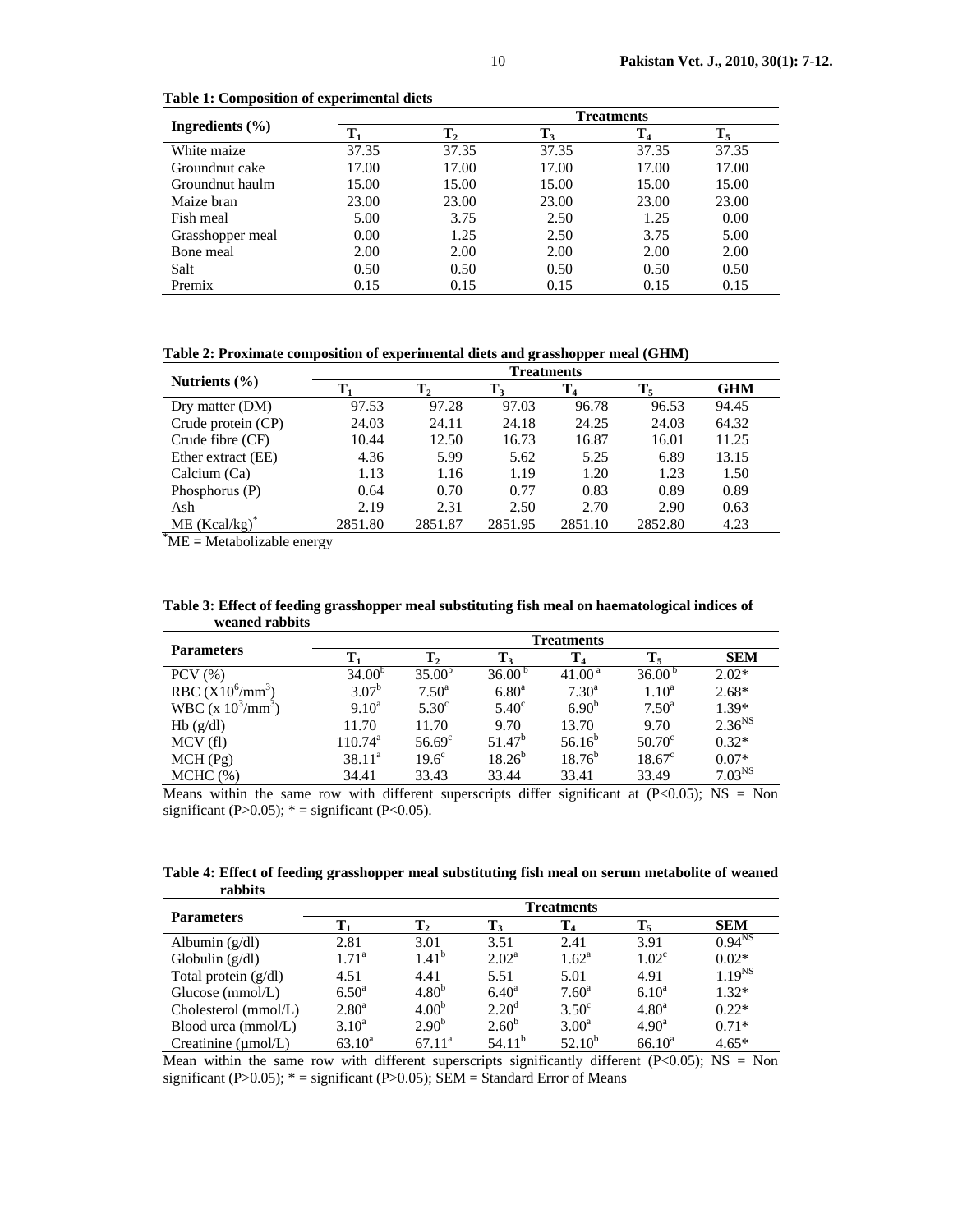**Table 1: Composition of experimental diets**

| Ingredients (%) | Treatments | | | | |
|---|---|---|---|---|---|
| | $T_1$ | $T_2$ | $T_3$ | $T_4$ | $T_5$ |
| White maize | 37.35 | 37.35 | 37.35 | 37.35 | 37.35 |
| Groundnut cake | 17.00 | 17.00 | 17.00 | 17.00 | 17.00 |
| Groundnut haulm | 15.00 | 15.00 | 15.00 | 15.00 | 15.00 |
| Maize bran | 23.00 | 23.00 | 23.00 | 23.00 | 23.00 |
| Fish meal | 5.00 | 3.75 | 2.50 | 1.25 | 0.00 |
| Grasshopper meal | 0.00 | 1.25 | 2.50 | 3.75 | 5.00 |
| Bone meal | 2.00 | 2.00 | 2.00 | 2.00 | 2.00 |
| Salt | 0.50 | 0.50 | 0.50 | 0.50 | 0.50 |
| Premix | 0.15 | 0.15 | 0.15 | 0.15 | 0.15 |

**Table 2: Proximate composition of experimental diets and grasshopper meal (GHM)**

| Nutrients (%) | Treatments | | | | | |
|---|---|---|---|---|---|---|
| | $T_1$ | $T_2$ | $T_3$ | $T_4$ | $T_5$ | GHM |
| Dry matter (DM) | 97.53 | 97.28 | 97.03 | 96.78 | 96.53 | 94.45 |
| Crude protein (CP) | 24.03 | 24.11 | 24.18 | 24.25 | 24.03 | 64.32 |
| Crude fibre (CF) | 10.44 | 12.50 | 16.73 | 16.87 | 16.01 | 11.25 |
| Ether extract (EE) | 4.36 | 5.99 | 5.62 | 5.25 | 6.89 | 13.15 |
| Calcium (Ca) | 1.13 | 1.16 | 1.19 | 1.20 | 1.23 | 1.50 |
| Phosphorus (P) | 0.64 | 0.70 | 0.77 | 0.83 | 0.89 | 0.89 |
| Ash | 2.19 | 2.31 | 2.50 | 2.70 | 2.90 | 0.63 |
| ME (Kcal/kg)* | 2851.80 | 2851.87 | 2851.95 | 2851.10 | 2852.80 | 4.23 |

*ME = Metabolizable energy

**Table 3: Effect of feeding grasshopper meal substituting fish meal on haematological indices of weaned rabbits**

| Parameters | Treatments | | | | | |
|---|---|---|---|---|---|---|
| | $T_1$ | $T_2$ | $T_3$ | $T_4$ | $T_5$ | SEM |
| PCV (%) | $34.00^b$ | $35.00^b$ | $36.00^b$ | $41.00^a$ | $36.00^b$ | 2.02* |
| RBC ($X10^6/mm^3$) | $3.07^b$ | $7.50^a$ | $6.80^a$ | $7.30^a$ | $1.10^a$ | 2.68* |
| WBC ($x\ 10^3/mm^3$) | $9.10^a$ | $5.30^c$ | $5.40^c$ | $6.90^b$ | $7.50^a$ | 1.39* |
| Hb (g/dl) | 11.70 | 11.70 | 9.70 | 13.70 | 9.70 | $2.36^{NS}$ |
| MCV (fl) | $110.74^a$ | $56.69^c$ | $51.47^b$ | $56.16^b$ | $50.70^c$ | 0.32* |
| MCH (Pg) | $38.11^a$ | $19.6^c$ | $18.26^b$ | $18.76^b$ | $18.67^c$ | 0.07* |
| MCHC (%) | 34.41 | 33.43 | 33.44 | 33.41 | 33.49 | $7.03^{NS}$ |

Means within the same row with different superscripts differ significant at ($P<0.05$); NS = Non significant ($P>0.05$); * = significant ($P<0.05$).

**Table 4: Effect of feeding grasshopper meal substituting fish meal on serum metabolite of weaned rabbits**

| Parameters | Treatments | | | | | |
|---|---|---|---|---|---|---|
| | $T_1$ | $T_2$ | $T_3$ | $T_4$ | $T_5$ | SEM |
| Albumin (g/dl) | 2.81 | 3.01 | 3.51 | 2.41 | 3.91 | $0.94^{NS}$ |
| Globulin (g/dl) | $1.71^a$ | $1.41^b$ | $2.02^a$ | $1.62^a$ | $1.02^c$ | 0.02* |
| Total protein (g/dl) | 4.51 | 4.41 | 5.51 | 5.01 | 4.91 | $1.19^{NS}$ |
| Glucose (mmol/L) | $6.50^a$ | $4.80^b$ | $6.40^a$ | $7.60^a$ | $6.10^a$ | 1.32* |
| Cholesterol (mmol/L) | $2.80^a$ | $4.00^b$ | $2.20^d$ | $3.50^c$ | $4.80^a$ | 0.22* |
| Blood urea (mmol/L) | $3.10^a$ | $2.90^b$ | $2.60^b$ | $3.00^a$ | $4.90^a$ | 0.71* |
| Creatinine (μmol/L) | $63.10^a$ | $67.11^a$ | $54.11^b$ | $52.10^b$ | $66.10^a$ | 4.65* |

Mean within the same row with different superscripts significantly different ($P<0.05$); NS = Non significant ($P>0.05$); * = significant ($P>0.05$); SEM = Standard Error of Means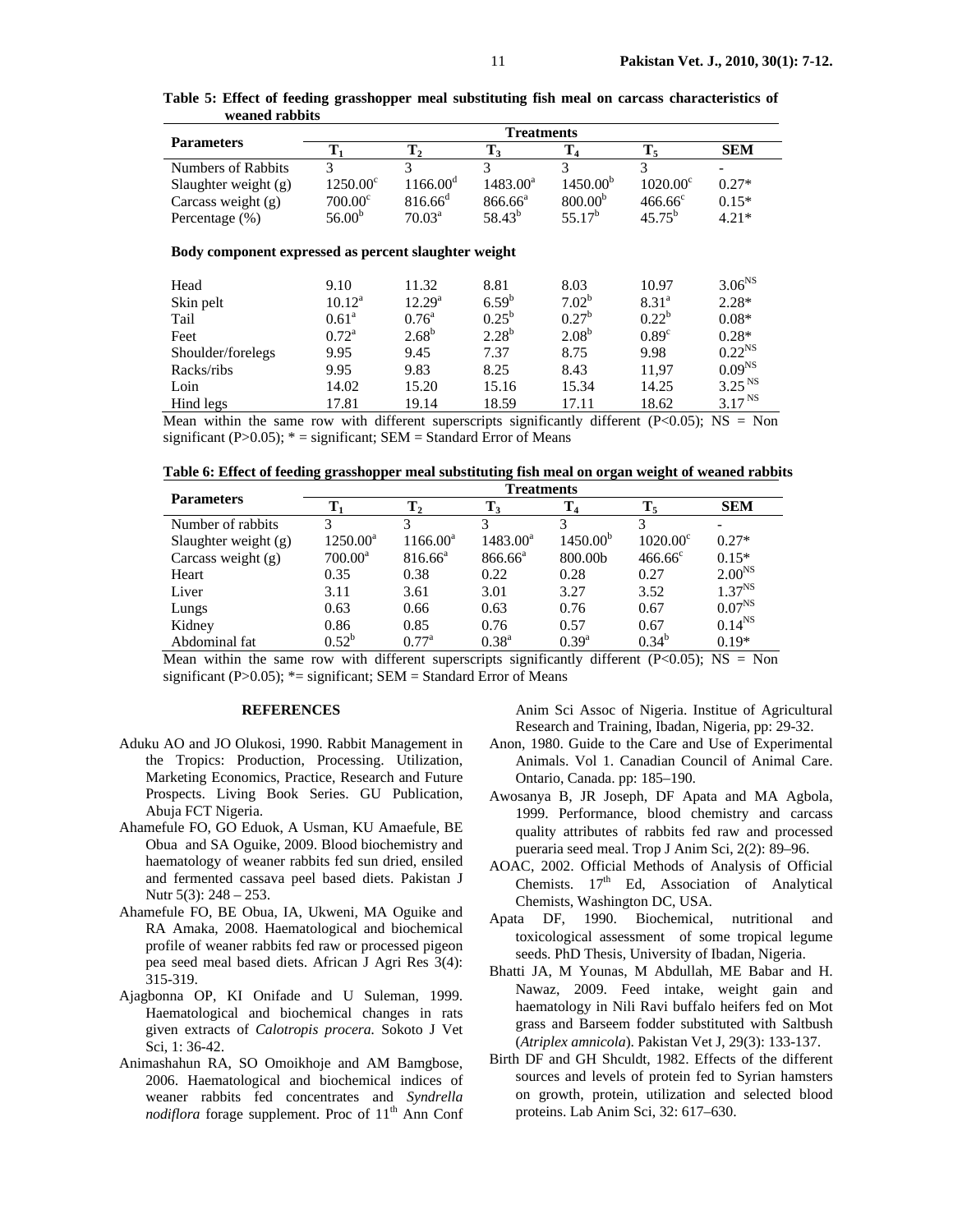**Table 5: Effect of feeding grasshopper meal substituting fish meal on carcass characteristics of weaned rabbits**

| Parameters | Treatments | | | | | |
|---|---|---|---|---|---|---|
| | $T_1$ | $T_2$ | $T_3$ | $T_4$ | $T_5$ | SEM |
| Numbers of Rabbits | 3 | 3 | 3 | 3 | 3 | - |
| Slaughter weight (g) | $1250.00^c$ | $1166.00^d$ | $1483.00^a$ | $1450.00^b$ | $1020.00^c$ | 0.27* |
| Carcass weight (g) | $700.00^c$ | $816.66^d$ | $866.66^a$ | $800.00^b$ | $466.66^c$ | 0.15* |
| Percentage (%) | $56.00^b$ | $70.03^a$ | $58.43^b$ | $55.17^b$ | $45.75^b$ | 4.21* |
| **Body component expressed as percent slaughter weight** | | | | | | |
| Head | 9.10 | 11.32 | 8.81 | 8.03 | 10.97 | $3.06^{NS}$ |
| Skin pelt | $10.12^a$ | $12.29^a$ | $6.59^b$ | $7.02^b$ | $8.31^a$ | 2.28* |
| Tail | $0.61^a$ | $0.76^a$ | $0.25^b$ | $0.27^b$ | $0.22^b$ | 0.08* |
| Feet | $0.72^a$ | $2.68^b$ | $2.28^b$ | $2.08^b$ | $0.89^c$ | 0.28* |
| Shoulder/forelegs | 9.95 | 9.45 | 7.37 | 8.75 | 9.98 | $0.22^{NS}$ |
| Racks/ribs | 9.95 | 9.83 | 8.25 | 8.43 | 11,97 | $0.09^{NS}$ |
| Loin | 14.02 | 15.20 | 15.16 | 15.34 | 14.25 | $3.25^{NS}$ |
| Hind legs | 17.81 | 19.14 | 18.59 | 17.11 | 18.62 | $3.17^{NS}$ |

Mean within the same row with different superscripts significantly different (P<0.05); NS = Non significant (P>0.05); * = significant; SEM = Standard Error of Means

**Table 6: Effect of feeding grasshopper meal substituting fish meal on organ weight of weaned rabbits**

| Parameters | Treatments | | | | | |
|---|---|---|---|---|---|---|
| | $T_1$ | $T_2$ | $T_3$ | $T_4$ | $T_5$ | SEM |
| Number of rabbits | 3 | 3 | 3 | 3 | 3 | - |
| Slaughter weight (g) | $1250.00^a$ | $1166.00^a$ | $1483.00^a$ | $1450.00^b$ | $1020.00^c$ | 0.27* |
| Carcass weight (g) | $700.00^a$ | $816.66^a$ | $866.66^a$ | 800.00b | $466.66^c$ | 0.15* |
| Heart | 0.35 | 0.38 | 0.22 | 0.28 | 0.27 | $2.00^{NS}$ |
| Liver | 3.11 | 3.61 | 3.01 | 3.27 | 3.52 | $1.37^{NS}$ |
| Lungs | 0.63 | 0.66 | 0.63 | 0.76 | 0.67 | $0.07^{NS}$ |
| Kidney | 0.86 | 0.85 | 0.76 | 0.57 | 0.67 | $0.14^{NS}$ |
| Abdominal fat | $0.52^b$ | $0.77^a$ | $0.38^a$ | $0.39^a$ | $0.34^b$ | 0.19* |

Mean within the same row with different superscripts significantly different (P<0.05); NS = Non significant (P>0.05); *= significant; SEM = Standard Error of Means

## REFERENCES

Aduku AO and JO Olukosi, 1990. Rabbit Management in the Tropics: Production, Processing. Utilization, Marketing Economics, Practice, Research and Future Prospects. Living Book Series. GU Publication, Abuja FCT Nigeria.

Ahamefule FO, GO Eduok, A Usman, KU Amaefule, BE Obua and SA Oguike, 2009. Blood biochemistry and haematology of weaner rabbits fed sun dried, ensiled and fermented cassava peel based diets. Pakistan J Nutr 5(3): 248 – 253.

Ahamefule FO, BE Obua, IA, Ukweni, MA Oguike and RA Amaka, 2008. Haematological and biochemical profile of weaner rabbits fed raw or processed pigeon pea seed meal based diets. African J Agri Res 3(4): 315-319.

Ajagbonna OP, KI Onifade and U Suleman, 1999. Haematological and biochemical changes in rats given extracts of *Calotropis procera.* Sokoto J Vet Sci, 1: 36-42.

Animashahun RA, SO Omoikhoje and AM Bamgbose, 2006. Haematological and biochemical indices of weaner rabbits fed concentrates and *Syndrella nodiflora* forage supplement. Proc of 11th Ann Conf Anim Sci Assoc of Nigeria. Institue of Agricultural Research and Training, Ibadan, Nigeria, pp: 29-32.

Anon, 1980. Guide to the Care and Use of Experimental Animals. Vol 1. Canadian Council of Animal Care. Ontario, Canada. pp: 185–190.

Awosanya B, JR Joseph, DF Apata and MA Agbola, 1999. Performance, blood chemistry and carcass quality attributes of rabbits fed raw and processed pueraria seed meal. Trop J Anim Sci, 2(2): 89–96.

AOAC, 2002. Official Methods of Analysis of Official Chemists. 17th Ed, Association of Analytical Chemists, Washington DC, USA.

Apata DF, 1990. Biochemical, nutritional and toxicological assessment of some tropical legume seeds. PhD Thesis, University of Ibadan, Nigeria.

Bhatti JA, M Younas, M Abdullah, ME Babar and H. Nawaz, 2009. Feed intake, weight gain and haematology in Nili Ravi buffalo heifers fed on Mot grass and Barseem fodder substituted with Saltbush (*Atriplex amnicola*). Pakistan Vet J, 29(3): 133-137.

Birth DF and GH Shculdt, 1982. Effects of the different sources and levels of protein fed to Syrian hamsters on growth, protein, utilization and selected blood proteins. Lab Anim Sci, 32: 617–630.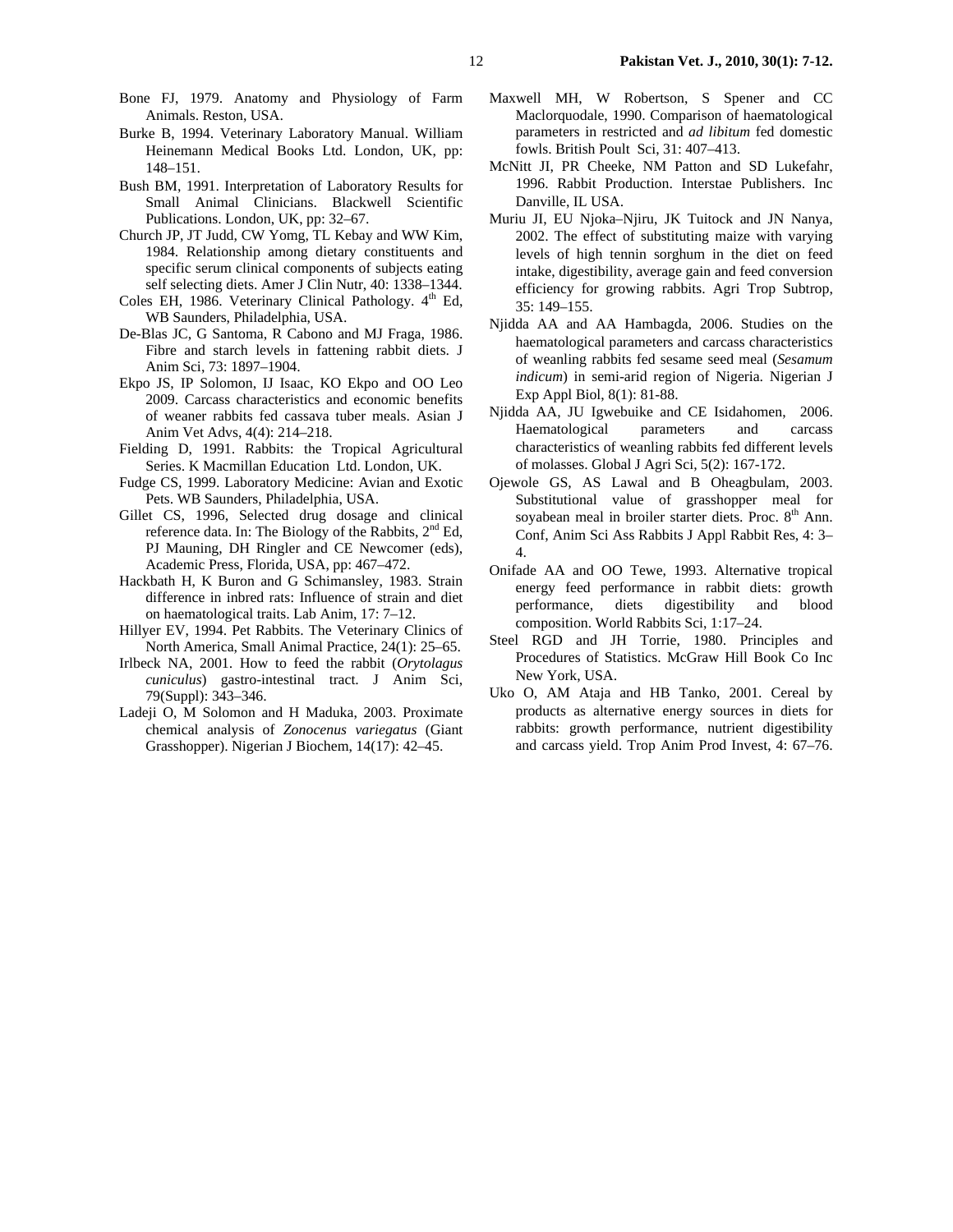Bone FJ, 1979. Anatomy and Physiology of Farm Animals. Reston, USA.

Burke B, 1994. Veterinary Laboratory Manual. William Heinemann Medical Books Ltd. London, UK, pp: 148–151.

Bush BM, 1991. Interpretation of Laboratory Results for Small Animal Clinicians. Blackwell Scientific Publications. London, UK, pp: 32–67.

Church JP, JT Judd, CW Yomg, TL Kebay and WW Kim, 1984. Relationship among dietary constituents and specific serum clinical components of subjects eating self selecting diets. Amer J Clin Nutr, 40: 1338–1344.

Coles EH, 1986. Veterinary Clinical Pathology. 4th Ed, WB Saunders, Philadelphia, USA.

De-Blas JC, G Santoma, R Cabono and MJ Fraga, 1986. Fibre and starch levels in fattening rabbit diets. J Anim Sci, 73: 1897–1904.

Ekpo JS, IP Solomon, IJ Isaac, KO Ekpo and OO Leo 2009. Carcass characteristics and economic benefits of weaner rabbits fed cassava tuber meals. Asian J Anim Vet Advs, 4(4): 214–218.

Fielding D, 1991. Rabbits: the Tropical Agricultural Series. K Macmillan Education Ltd. London, UK.

Fudge CS, 1999. Laboratory Medicine: Avian and Exotic Pets. WB Saunders, Philadelphia, USA.

Gillet CS, 1996, Selected drug dosage and clinical reference data. In: The Biology of the Rabbits, 2nd Ed, PJ Mauning, DH Ringler and CE Newcomer (eds), Academic Press, Florida, USA, pp: 467–472.

Hackbath H, K Buron and G Schimansley, 1983. Strain difference in inbred rats: Influence of strain and diet on haematological traits. Lab Anim, 17: 7–12.

Hillyer EV, 1994. Pet Rabbits. The Veterinary Clinics of North America, Small Animal Practice, 24(1): 25–65.

Irlbeck NA, 2001. How to feed the rabbit (*Orytolagus cuniculus*) gastro-intestinal tract. J Anim Sci, 79(Suppl): 343–346.

Ladeji O, M Solomon and H Maduka, 2003. Proximate chemical analysis of *Zonocenus variegatus* (Giant Grasshopper). Nigerian J Biochem, 14(17): 42–45.

Maxwell MH, W Robertson, S Spener and CC Maclorquodale, 1990. Comparison of haematological parameters in restricted and *ad libitum* fed domestic fowls. British Poult Sci, 31: 407–413.

McNitt JI, PR Cheeke, NM Patton and SD Lukefahr, 1996. Rabbit Production. Interstae Publishers. Inc Danville, IL USA.

Muriu JI, EU Njoka–Njiru, JK Tuitock and JN Nanya, 2002. The effect of substituting maize with varying levels of high tennin sorghum in the diet on feed intake, digestibility, average gain and feed conversion efficiency for growing rabbits. Agri Trop Subtrop, 35: 149–155.

Njidda AA and AA Hambagda, 2006. Studies on the haematological parameters and carcass characteristics of weanling rabbits fed sesame seed meal (*Sesamum indicum*) in semi-arid region of Nigeria. Nigerian J Exp Appl Biol, 8(1): 81-88.

Njidda AA, JU Igwebuike and CE Isidahomen, 2006. Haematological parameters and carcass characteristics of weanling rabbits fed different levels of molasses. Global J Agri Sci, 5(2): 167-172.

Ojewole GS, AS Lawal and B Oheagbulam, 2003. Substitutional value of grasshopper meal for soyabean meal in broiler starter diets. Proc. 8th Ann. Conf, Anim Sci Ass Rabbits J Appl Rabbit Res, 4: 3–4.

Onifade AA and OO Tewe, 1993. Alternative tropical energy feed performance in rabbit diets: growth performance, diets digestibility and blood composition. World Rabbits Sci, 1:17–24.

Steel RGD and JH Torrie, 1980. Principles and Procedures of Statistics. McGraw Hill Book Co Inc New York, USA.

Uko O, AM Ataja and HB Tanko, 2001. Cereal by products as alternative energy sources in diets for rabbits: growth performance, nutrient digestibility and carcass yield. Trop Anim Prod Invest, 4: 67–76.